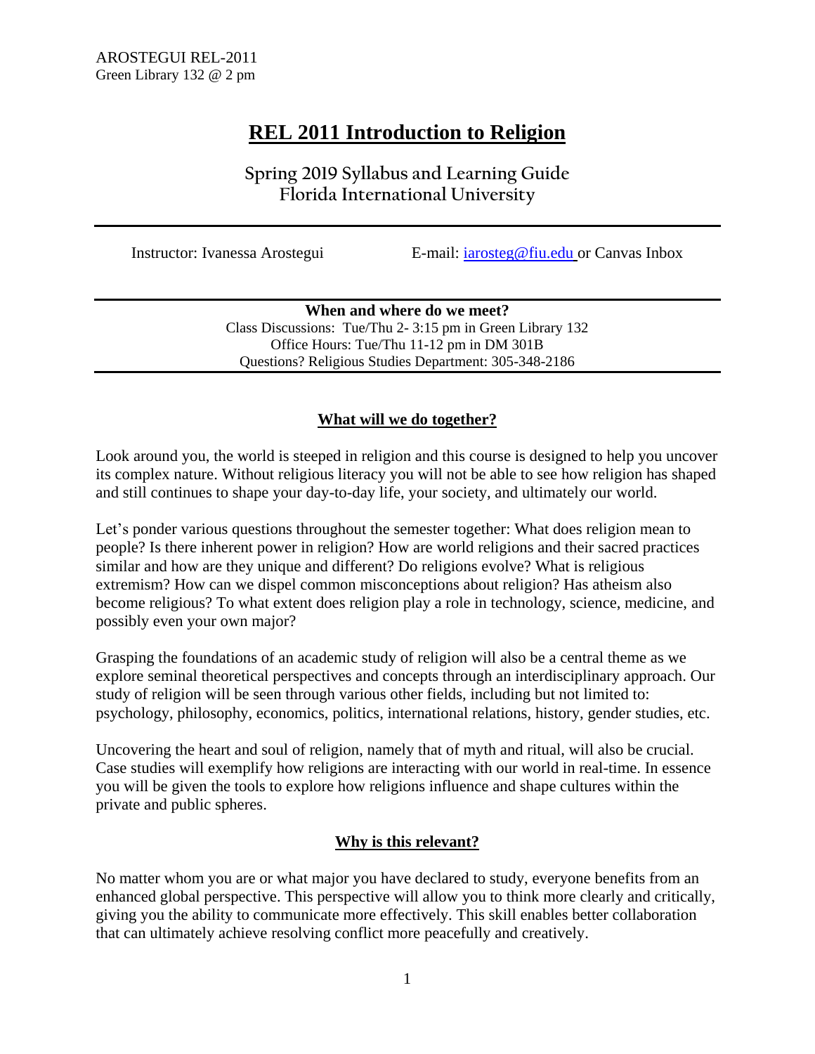AROSTEGUI REL-2011
Green Library 132 @ 2 pm

# REL 2011 Introduction to Religion

## Spring 2019 Syllabus and Learning Guide
## Florida International University

Instructor: Ivanessa Arostegui E-mail: iarosteg@fiu.edu or Canvas Inbox

**When and where do we meet?**
Class Discussions: Tue/Thu 2- 3:15 pm in Green Library 132
Office Hours: Tue/Thu 11-12 pm in DM 301B
Questions? Religious Studies Department: 305-348-2186

### What will we do together?

Look around you, the world is steeped in religion and this course is designed to help you uncover its complex nature. Without religious literacy you will not be able to see how religion has shaped and still continues to shape your day-to-day life, your society, and ultimately our world.

Let's ponder various questions throughout the semester together: What does religion mean to people? Is there inherent power in religion? How are world religions and their sacred practices similar and how are they unique and different? Do religions evolve? What is religious extremism? How can we dispel common misconceptions about religion? Has atheism also become religious? To what extent does religion play a role in technology, science, medicine, and possibly even your own major?

Grasping the foundations of an academic study of religion will also be a central theme as we explore seminal theoretical perspectives and concepts through an interdisciplinary approach. Our study of religion will be seen through various other fields, including but not limited to: psychology, philosophy, economics, politics, international relations, history, gender studies, etc.

Uncovering the heart and soul of religion, namely that of myth and ritual, will also be crucial. Case studies will exemplify how religions are interacting with our world in real-time. In essence you will be given the tools to explore how religions influence and shape cultures within the private and public spheres.

### Why is this relevant?

No matter whom you are or what major you have declared to study, everyone benefits from an enhanced global perspective. This perspective will allow you to think more clearly and critically, giving you the ability to communicate more effectively. This skill enables better collaboration that can ultimately achieve resolving conflict more peacefully and creatively.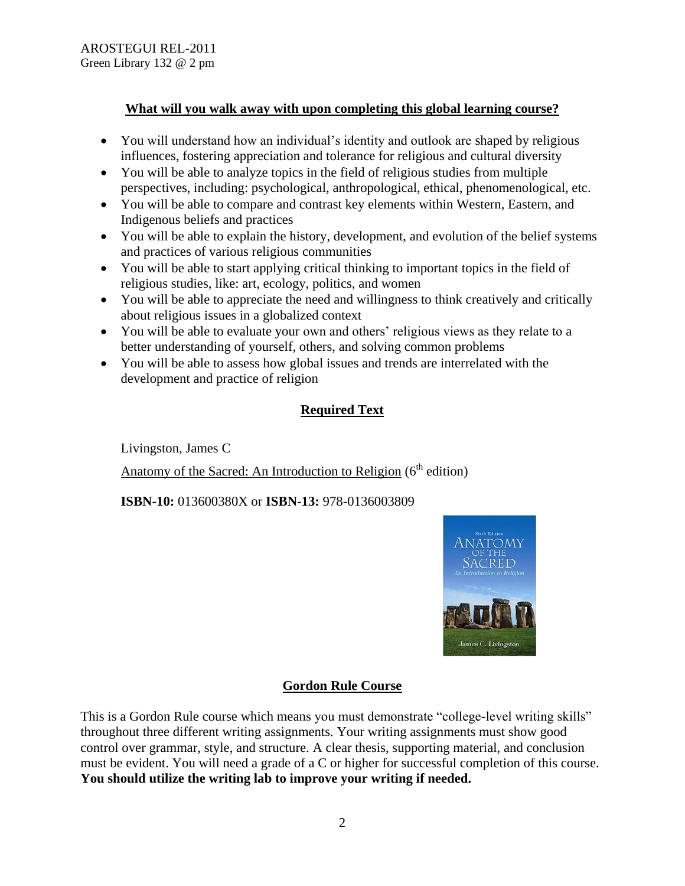## What will you walk away with upon completing this global learning course?

- You will understand how an individual's identity and outlook are shaped by religious influences, fostering appreciation and tolerance for religious and cultural diversity
- You will be able to analyze topics in the field of religious studies from multiple perspectives, including: psychological, anthropological, ethical, phenomenological, etc.
- You will be able to compare and contrast key elements within Western, Eastern, and Indigenous beliefs and practices
- You will be able to explain the history, development, and evolution of the belief systems and practices of various religious communities
- You will be able to start applying critical thinking to important topics in the field of religious studies, like: art, ecology, politics, and women
- You will be able to appreciate the need and willingness to think creatively and critically about religious issues in a globalized context
- You will be able to evaluate your own and others' religious views as they relate to a better understanding of yourself, others, and solving common problems
- You will be able to assess how global issues and trends are interrelated with the development and practice of religion

## Required Text

Livingston, James C

Anatomy of the Sacred: An Introduction to Religion (6th edition)

**ISBN-10:** 013600380X or **ISBN-13:** 978-0136003809

## Gordon Rule Course

This is a Gordon Rule course which means you must demonstrate "college-level writing skills" throughout three different writing assignments. Your writing assignments must show good control over grammar, style, and structure. A clear thesis, supporting material, and conclusion must be evident. You will need a grade of a C or higher for successful completion of this course. **You should utilize the writing lab to improve your writing if needed.**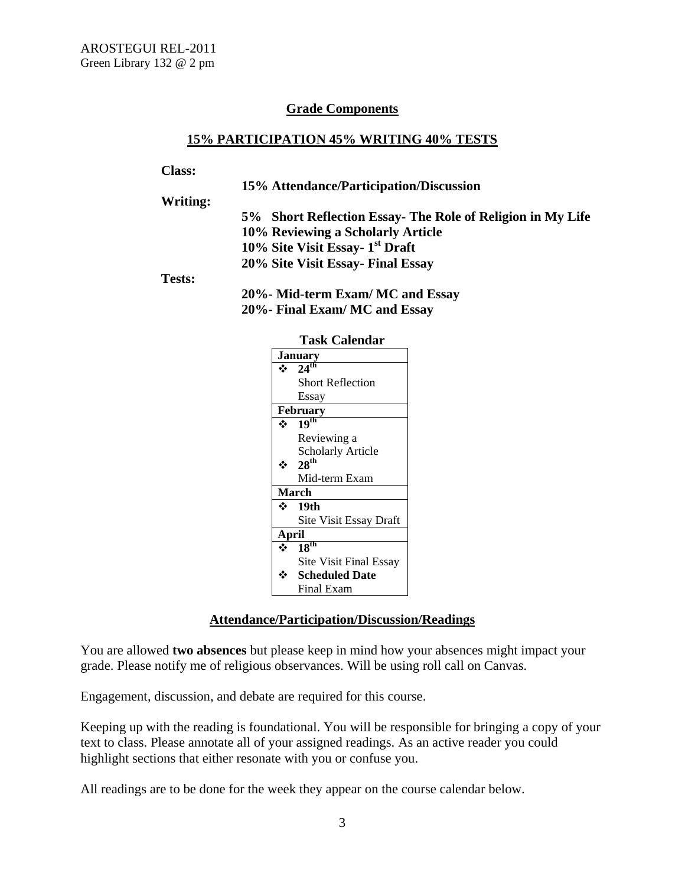## Grade Components

**15% PARTICIPATION 45% WRITING 40% TESTS**

**Class:**

**15% Attendance/Participation/Discussion**

**Writing:**

**5% Short Reflection Essay- The Role of Religion in My Life**
**10% Reviewing a Scholarly Article**
**10% Site Visit Essay- 1st Draft**
**20% Site Visit Essay- Final Essay**

**Tests:**

**20%- Mid-term Exam/ MC and Essay**
**20%- Final Exam/ MC and Essay**

**Task Calendar**

| **January** |
| --- |
| ❖ **24th** Short Reflection Essay |
| **February** |
| ❖ **19th** Reviewing a Scholarly Article<br>❖ **28th** Mid-term Exam |
| **March** |
| ❖ **19th** Site Visit Essay Draft |
| **April** |
| ❖ **18th** Site Visit Final Essay<br>❖ **Scheduled Date** Final Exam |

## Attendance/Participation/Discussion/Readings

You are allowed **two absences** but please keep in mind how your absences might impact your grade. Please notify me of religious observances. Will be using roll call on Canvas.

Engagement, discussion, and debate are required for this course.

Keeping up with the reading is foundational. You will be responsible for bringing a copy of your text to class. Please annotate all of your assigned readings. As an active reader you could highlight sections that either resonate with you or confuse you.

All readings are to be done for the week they appear on the course calendar below.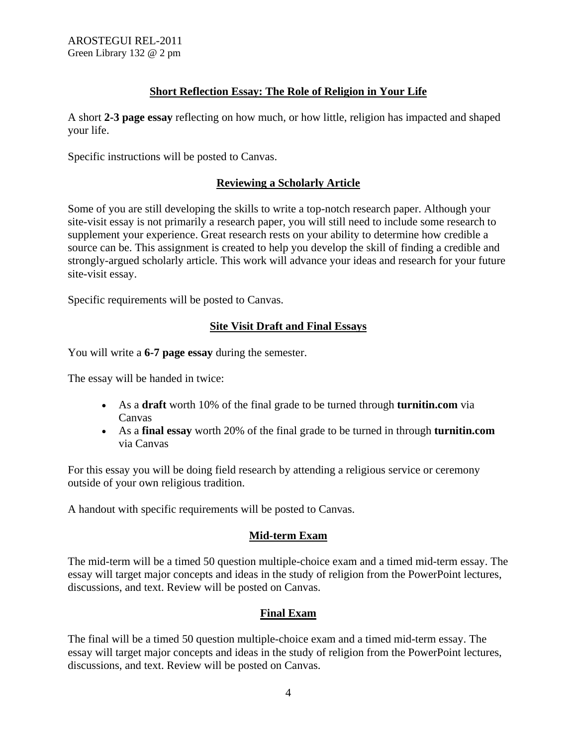## Short Reflection Essay: The Role of Religion in Your Life

A short **2-3 page essay** reflecting on how much, or how little, religion has impacted and shaped your life.

Specific instructions will be posted to Canvas.

## Reviewing a Scholarly Article

Some of you are still developing the skills to write a top-notch research paper. Although your site-visit essay is not primarily a research paper, you will still need to include some research to supplement your experience. Great research rests on your ability to determine how credible a source can be. This assignment is created to help you develop the skill of finding a credible and strongly-argued scholarly article. This work will advance your ideas and research for your future site-visit essay.

Specific requirements will be posted to Canvas.

## Site Visit Draft and Final Essays

You will write a **6-7 page essay** during the semester.

The essay will be handed in twice:

- As a **draft** worth 10% of the final grade to be turned through **turnitin.com** via Canvas
- As a **final essay** worth 20% of the final grade to be turned in through **turnitin.com** via Canvas

For this essay you will be doing field research by attending a religious service or ceremony outside of your own religious tradition.

A handout with specific requirements will be posted to Canvas.

## Mid-term Exam

The mid-term will be a timed 50 question multiple-choice exam and a timed mid-term essay. The essay will target major concepts and ideas in the study of religion from the PowerPoint lectures, discussions, and text. Review will be posted on Canvas.

## Final Exam

The final will be a timed 50 question multiple-choice exam and a timed mid-term essay. The essay will target major concepts and ideas in the study of religion from the PowerPoint lectures, discussions, and text. Review will be posted on Canvas.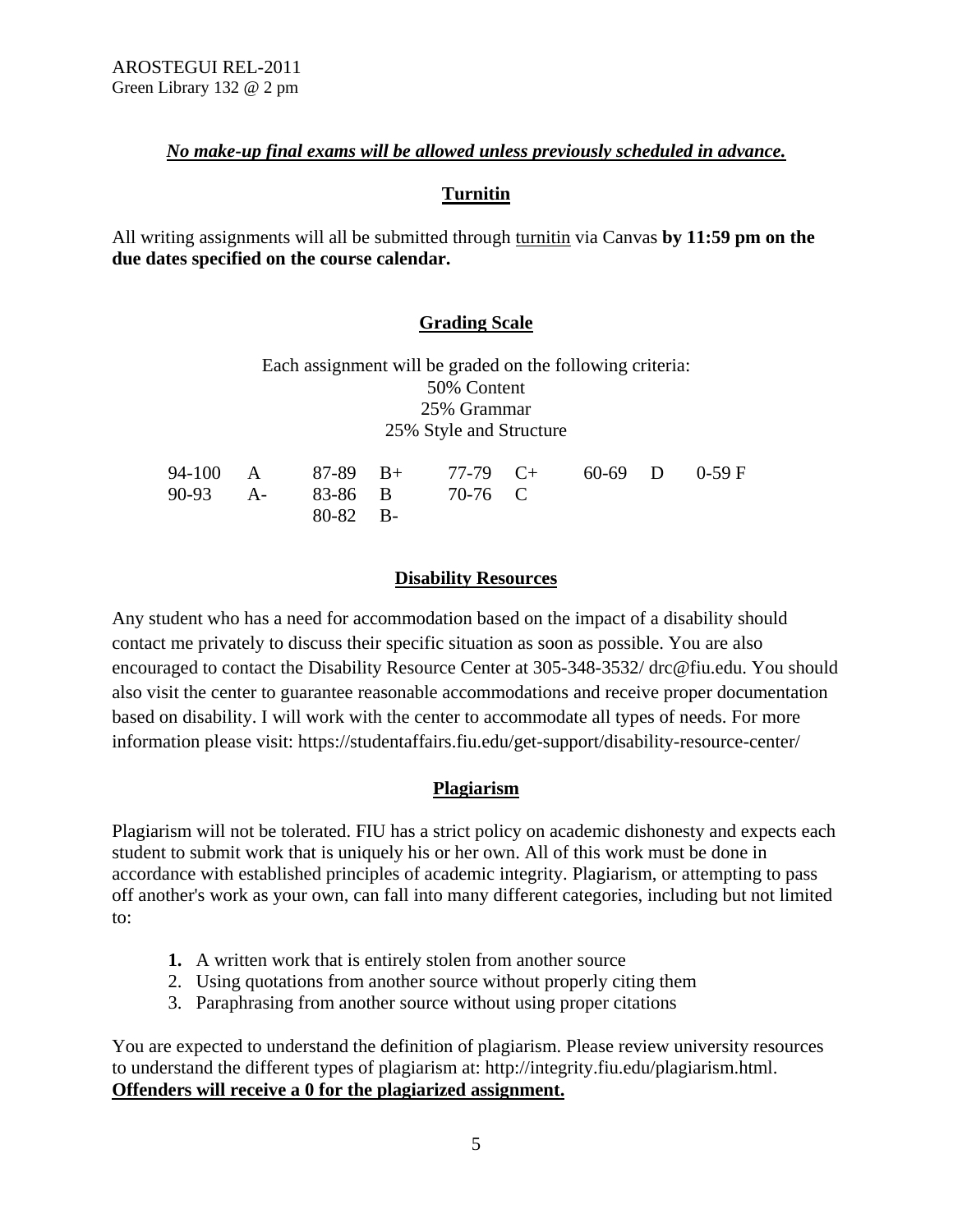AROSTEGUI REL-2011
Green Library 132 @ 2 pm

***No make-up final exams will be allowed unless previously scheduled in advance.***

## Turnitin

All writing assignments will all be submitted through turnitin via Canvas **by 11:59 pm on the due dates specified on the course calendar.**

## Grading Scale

Each assignment will be graded on the following criteria:
50% Content
25% Grammar
25% Style and Structure

| | | | | | | | | |
|---|---|---|---|---|---|---|---|---|
| 94-100 | A | 87-89 | B+ | 77-79 | C+ | 60-69 | D | 0-59 F |
| 90-93 | A- | 83-86 | B | 70-76 | C | | | |
| | | 80-82 | B- | | | | | |

## Disability Resources

Any student who has a need for accommodation based on the impact of a disability should contact me privately to discuss their specific situation as soon as possible. You are also encouraged to contact the Disability Resource Center at 305-348-3532/ drc@fiu.edu. You should also visit the center to guarantee reasonable accommodations and receive proper documentation based on disability. I will work with the center to accommodate all types of needs. For more information please visit: https://studentaffairs.fiu.edu/get-support/disability-resource-center/

## Plagiarism

Plagiarism will not be tolerated. FIU has a strict policy on academic dishonesty and expects each student to submit work that is uniquely his or her own. All of this work must be done in accordance with established principles of academic integrity. Plagiarism, or attempting to pass off another's work as your own, can fall into many different categories, including but not limited to:

1. A written work that is entirely stolen from another source
2. Using quotations from another source without properly citing them
3. Paraphrasing from another source without using proper citations

You are expected to understand the definition of plagiarism. Please review university resources to understand the different types of plagiarism at: http://integrity.fiu.edu/plagiarism.html.
**Offenders will receive a 0 for the plagiarized assignment.**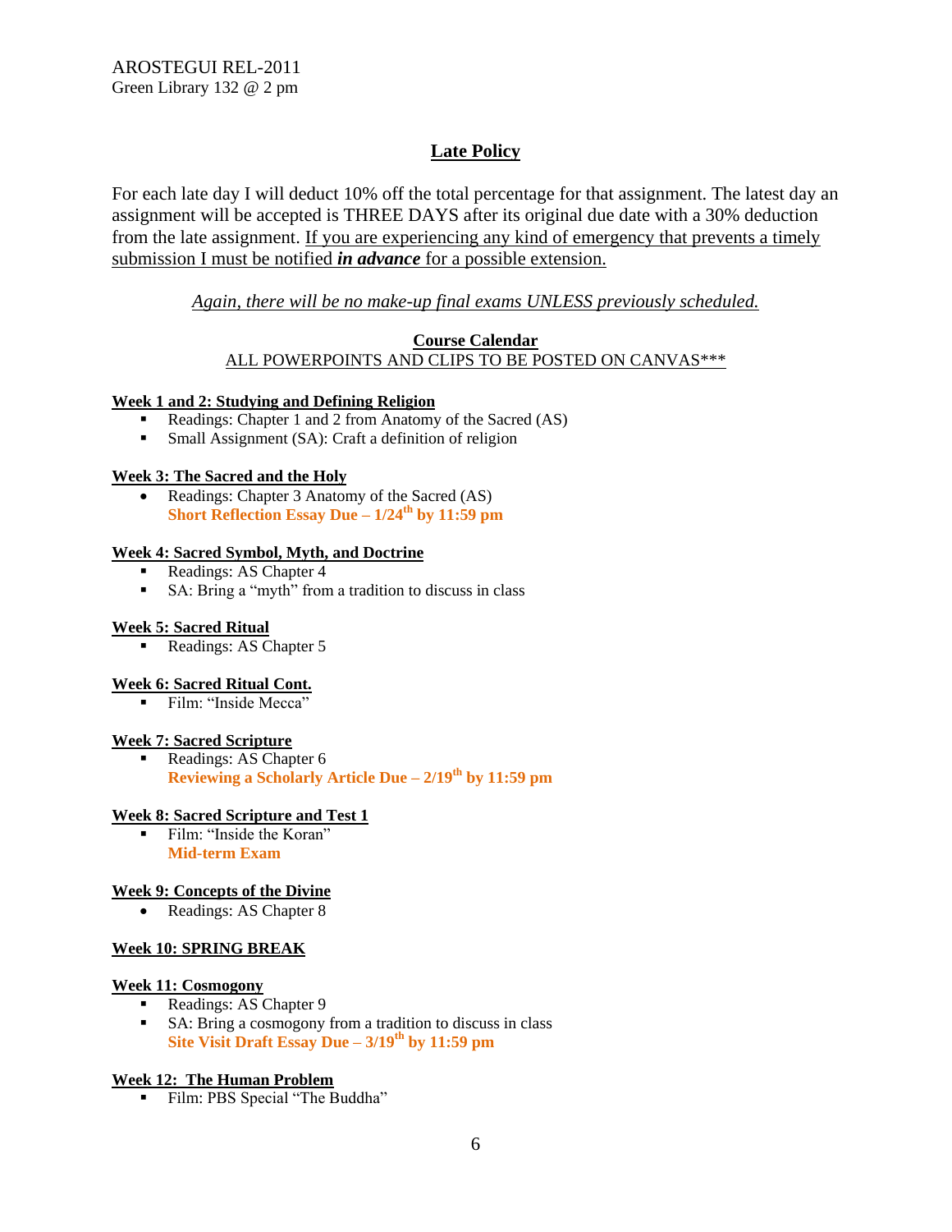## Late Policy

For each late day I will deduct 10% off the total percentage for that assignment. The latest day an assignment will be accepted is THREE DAYS after its original due date with a 30% deduction from the late assignment. If you are experiencing any kind of emergency that prevents a timely submission I must be notified ***in advance*** for a possible extension.

*Again, there will be no make-up final exams UNLESS previously scheduled.*

## Course Calendar

ALL POWERPOINTS AND CLIPS TO BE POSTED ON CANVAS***

**Week 1 and 2: Studying and Defining Religion**

- Readings: Chapter 1 and 2 from Anatomy of the Sacred (AS)
- Small Assignment (SA): Craft a definition of religion

**Week 3: The Sacred and the Holy**

- Readings: Chapter 3 Anatomy of the Sacred (AS)
  **Short Reflection Essay Due – 1/24th by 11:59 pm**

**Week 4: Sacred Symbol, Myth, and Doctrine**

- Readings: AS Chapter 4
- SA: Bring a "myth" from a tradition to discuss in class

**Week 5: Sacred Ritual**

- Readings: AS Chapter 5

**Week 6: Sacred Ritual Cont.**

- Film: "Inside Mecca"

**Week 7: Sacred Scripture**

- Readings: AS Chapter 6
  **Reviewing a Scholarly Article Due – 2/19th by 11:59 pm**

**Week 8: Sacred Scripture and Test 1**

- Film: "Inside the Koran"
  **Mid-term Exam**

**Week 9: Concepts of the Divine**

- Readings: AS Chapter 8

**Week 10: SPRING BREAK**

**Week 11: Cosmogony**

- Readings: AS Chapter 9
- SA: Bring a cosmogony from a tradition to discuss in class
  **Site Visit Draft Essay Due – 3/19th by 11:59 pm**

**Week 12: The Human Problem**

- Film: PBS Special "The Buddha"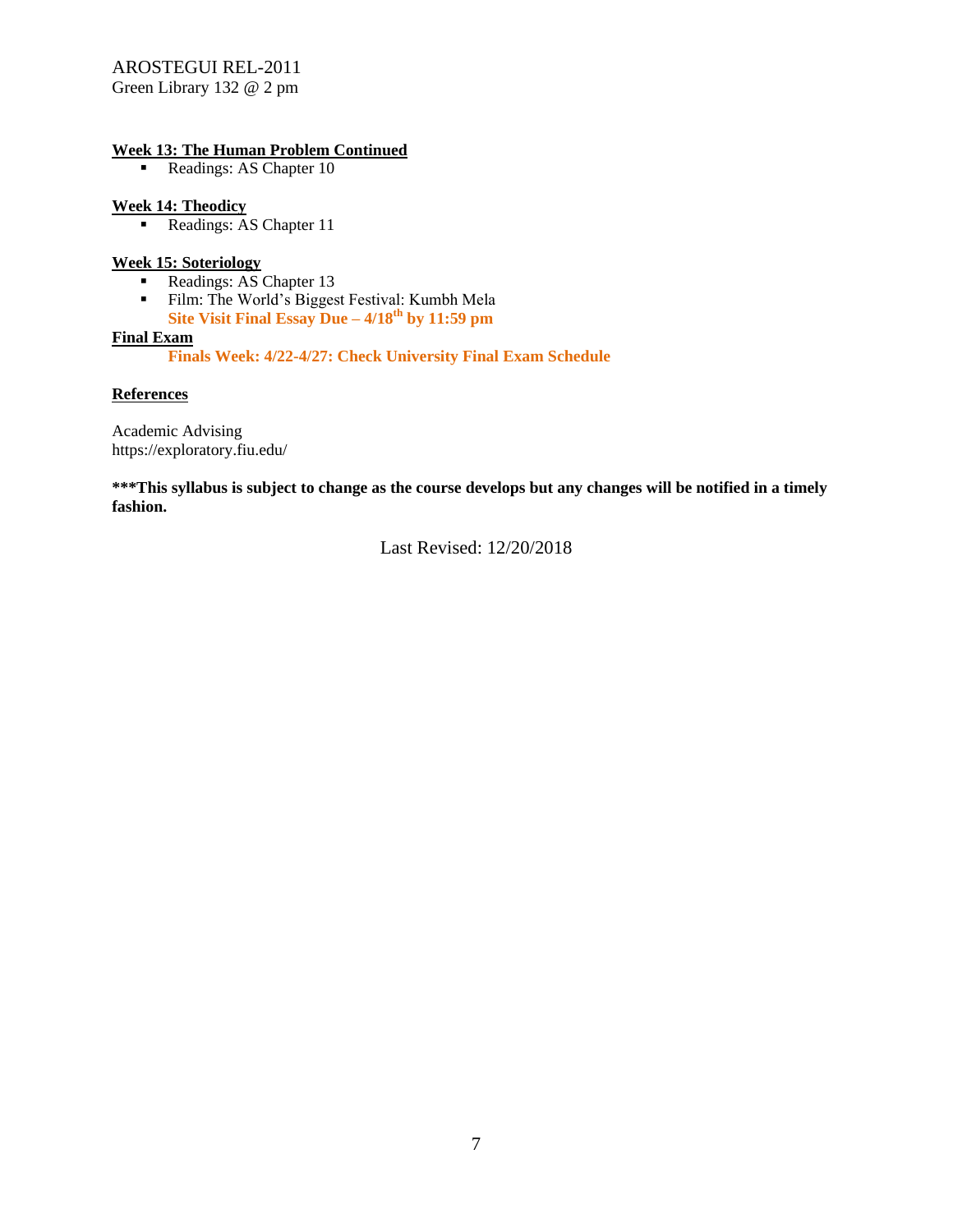**Week 13: The Human Problem Continued**

- Readings: AS Chapter 10

**Week 14: Theodicy**

- Readings: AS Chapter 11

**Week 15: Soteriology**

- Readings: AS Chapter 13
- Film: The World's Biggest Festival: Kumbh Mela
  **Site Visit Final Essay Due – 4/18th by 11:59 pm**

**Final Exam**

**Finals Week: 4/22-4/27: Check University Final Exam Schedule**

**References**

Academic Advising
https://exploratory.fiu.edu/

**\*\*\*This syllabus is subject to change as the course develops but any changes will be notified in a timely fashion.**

Last Revised: 12/20/2018